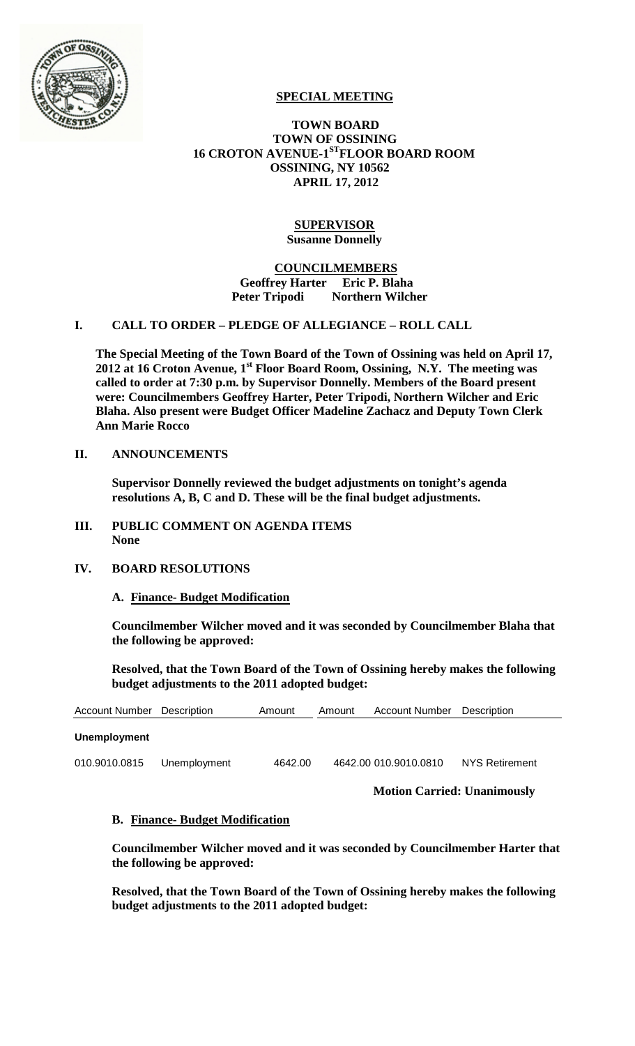# SPECIAL MEETING

**TOWN BOARD**
**TOWN OF OSSINING**
**16 CROTON AVENUE-1ST FLOOR BOARD ROOM**
**OSSINING, NY 10562**
**APRIL 17, 2012**

**SUPERVISOR**
**Susanne Donnelly**

**COUNCILMEMBERS**
**Geoffrey Harter Eric P. Blaha**
**Peter Tripodi Northern Wilcher**

## I. CALL TO ORDER – PLEDGE OF ALLEGIANCE – ROLL CALL

**The Special Meeting of the Town Board of the Town of Ossining was held on April 17, 2012 at 16 Croton Avenue, 1st Floor Board Room, Ossining, N.Y. The meeting was called to order at 7:30 p.m. by Supervisor Donnelly. Members of the Board present were: Councilmembers Geoffrey Harter, Peter Tripodi, Northern Wilcher and Eric Blaha. Also present were Budget Officer Madeline Zachacz and Deputy Town Clerk Ann Marie Rocco**

## II. ANNOUNCEMENTS

**Supervisor Donnelly reviewed the budget adjustments on tonight's agenda resolutions A, B, C and D. These will be the final budget adjustments.**

## III. PUBLIC COMMENT ON AGENDA ITEMS

**None**

## IV. BOARD RESOLUTIONS

### A. Finance- Budget Modification

**Councilmember Wilcher moved and it was seconded by Councilmember Blaha that the following be approved:**

**Resolved, that the Town Board of the Town of Ossining hereby makes the following budget adjustments to the 2011 adopted budget:**

| Account Number | Description | Amount | Amount | Account Number | Description |
|---|---|---|---|---|---|
| **Unemployment** | | | | | |
| 010.9010.0815 | Unemployment | 4642.00 | 4642.00 | 010.9010.0810 | NYS Retirement |

**Motion Carried: Unanimously**

### B. Finance- Budget Modification

**Councilmember Wilcher moved and it was seconded by Councilmember Harter that the following be approved:**

**Resolved, that the Town Board of the Town of Ossining hereby makes the following budget adjustments to the 2011 adopted budget:**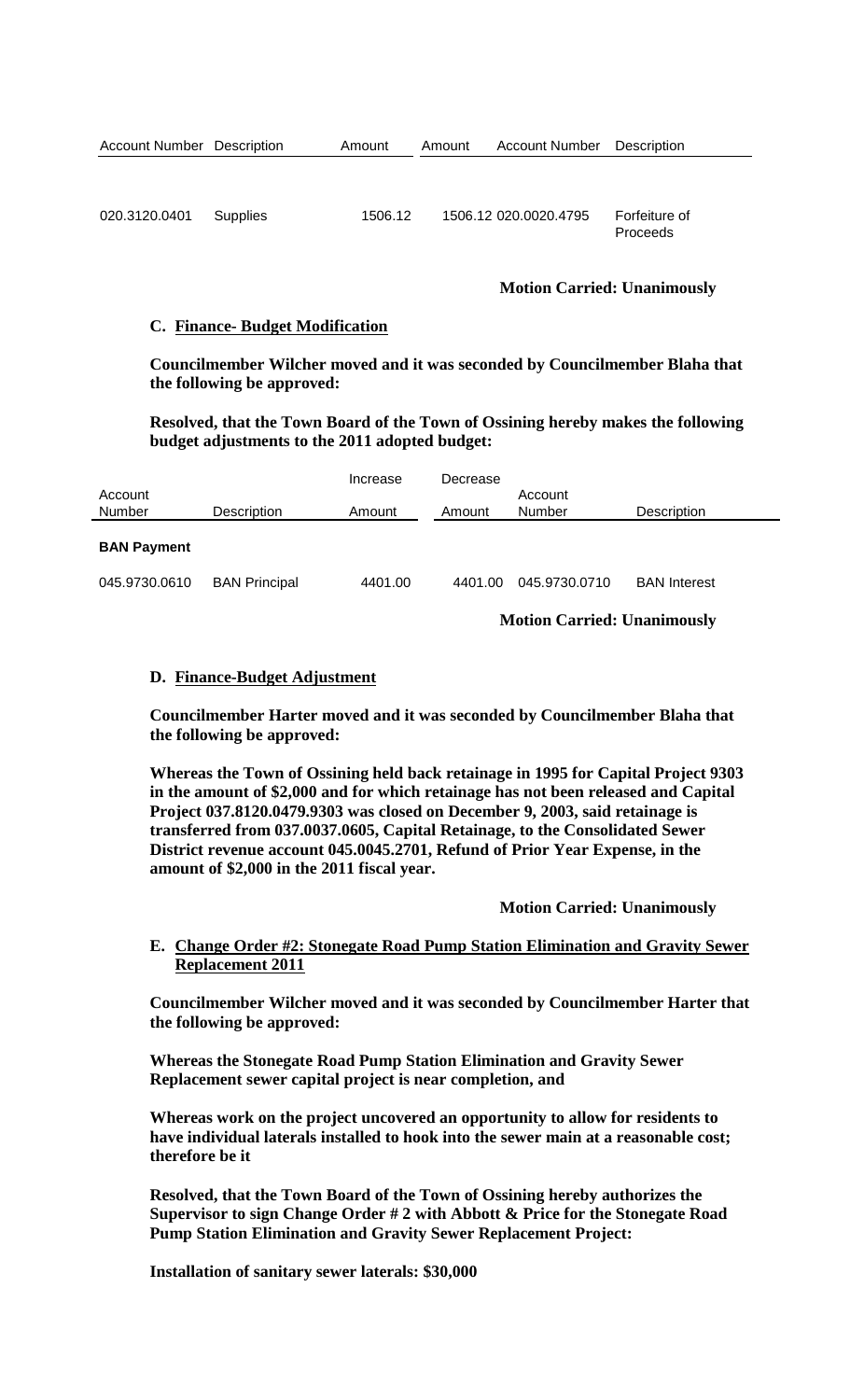| Account Number | Description | Amount | Amount | Account Number | Description |
|---|---|---|---|---|---|
| 020.3120.0401 | Supplies | 1506.12 | 1506.12 | 020.0020.4795 | Forfeiture of Proceeds |

**Motion Carried: Unanimously**

### C. Finance- Budget Modification

**Councilmember Wilcher moved and it was seconded by Councilmember Blaha that the following be approved:**

**Resolved, that the Town Board of the Town of Ossining hereby makes the following budget adjustments to the 2011 adopted budget:**

| Account Number | Description | Increase Amount | Decrease Amount | Account Number | Description |
|---|---|---|---|---|---|
| **BAN Payment** | | | | | |
| 045.9730.0610 | BAN Principal | 4401.00 | 4401.00 | 045.9730.0710 | BAN Interest |

**Motion Carried: Unanimously**

### D. Finance-Budget Adjustment

**Councilmember Harter moved and it was seconded by Councilmember Blaha that the following be approved:**

**Whereas the Town of Ossining held back retainage in 1995 for Capital Project 9303 in the amount of $2,000 and for which retainage has not been released and Capital Project 037.8120.0479.9303 was closed on December 9, 2003, said retainage is transferred from 037.0037.0605, Capital Retainage, to the Consolidated Sewer District revenue account 045.0045.2701, Refund of Prior Year Expense, in the amount of $2,000 in the 2011 fiscal year.**

**Motion Carried: Unanimously**

### E. Change Order #2: Stonegate Road Pump Station Elimination and Gravity Sewer Replacement 2011

**Councilmember Wilcher moved and it was seconded by Councilmember Harter that the following be approved:**

**Whereas the Stonegate Road Pump Station Elimination and Gravity Sewer Replacement sewer capital project is near completion, and**

**Whereas work on the project uncovered an opportunity to allow for residents to have individual laterals installed to hook into the sewer main at a reasonable cost; therefore be it**

**Resolved, that the Town Board of the Town of Ossining hereby authorizes the Supervisor to sign Change Order # 2 with Abbott & Price for the Stonegate Road Pump Station Elimination and Gravity Sewer Replacement Project:**

**Installation of sanitary sewer laterals: $30,000**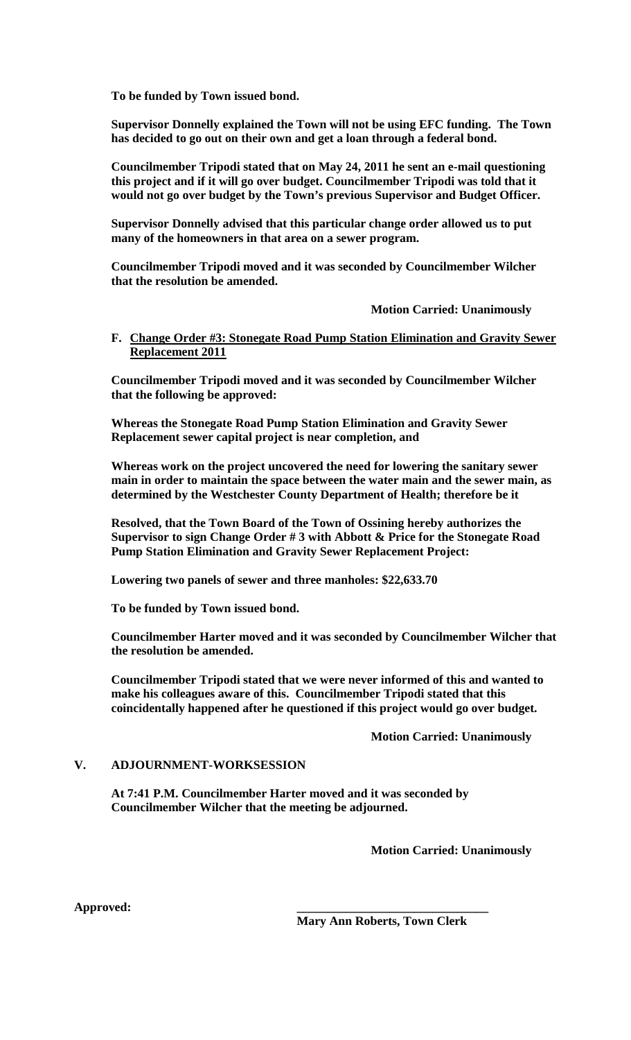**To be funded by Town issued bond.**

**Supervisor Donnelly explained the Town will not be using EFC funding. The Town has decided to go out on their own and get a loan through a federal bond.**

**Councilmember Tripodi stated that on May 24, 2011 he sent an e-mail questioning this project and if it will go over budget. Councilmember Tripodi was told that it would not go over budget by the Town's previous Supervisor and Budget Officer.**

**Supervisor Donnelly advised that this particular change order allowed us to put many of the homeowners in that area on a sewer program.**

**Councilmember Tripodi moved and it was seconded by Councilmember Wilcher that the resolution be amended.**

**Motion Carried: Unanimously**

**F. <u>Change Order #3: Stonegate Road Pump Station Elimination and Gravity Sewer Replacement 2011</u>**

**Councilmember Tripodi moved and it was seconded by Councilmember Wilcher that the following be approved:**

**Whereas the Stonegate Road Pump Station Elimination and Gravity Sewer Replacement sewer capital project is near completion, and**

**Whereas work on the project uncovered the need for lowering the sanitary sewer main in order to maintain the space between the water main and the sewer main, as determined by the Westchester County Department of Health; therefore be it**

**Resolved, that the Town Board of the Town of Ossining hereby authorizes the Supervisor to sign Change Order # 3 with Abbott & Price for the Stonegate Road Pump Station Elimination and Gravity Sewer Replacement Project:**

**Lowering two panels of sewer and three manholes: $22,633.70**

**To be funded by Town issued bond.**

**Councilmember Harter moved and it was seconded by Councilmember Wilcher that the resolution be amended.**

**Councilmember Tripodi stated that we were never informed of this and wanted to make his colleagues aware of this. Councilmember Tripodi stated that this coincidentally happened after he questioned if this project would go over budget.**

**Motion Carried: Unanimously**

## V. ADJOURNMENT-WORKSESSION

**At 7:41 P.M. Councilmember Harter moved and it was seconded by Councilmember Wilcher that the meeting be adjourned.**

**Motion Carried: Unanimously**

**Approved:** \_\_\_\_\_\_\_\_\_\_\_\_\_\_\_\_\_\_\_\_\_\_\_\_\_\_\_\_\_\_\_\_

**Mary Ann Roberts, Town Clerk**